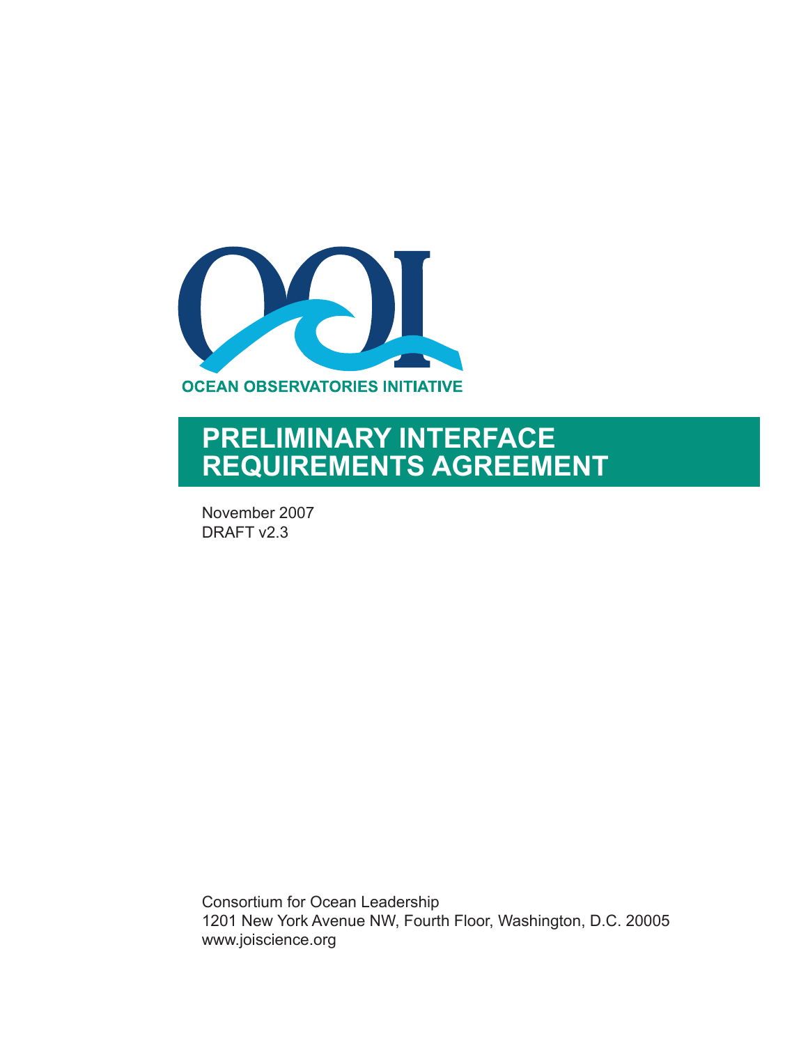OCEAN OBSERVATORIES INITIATIVE

# PRELIMINARY INTERFACE REQUIREMENTS AGREEMENT

November 2007
DRAFT v2.3

Consortium for Ocean Leadership
1201 New York Avenue NW, Fourth Floor, Washington, D.C. 20005
www.joiscience.org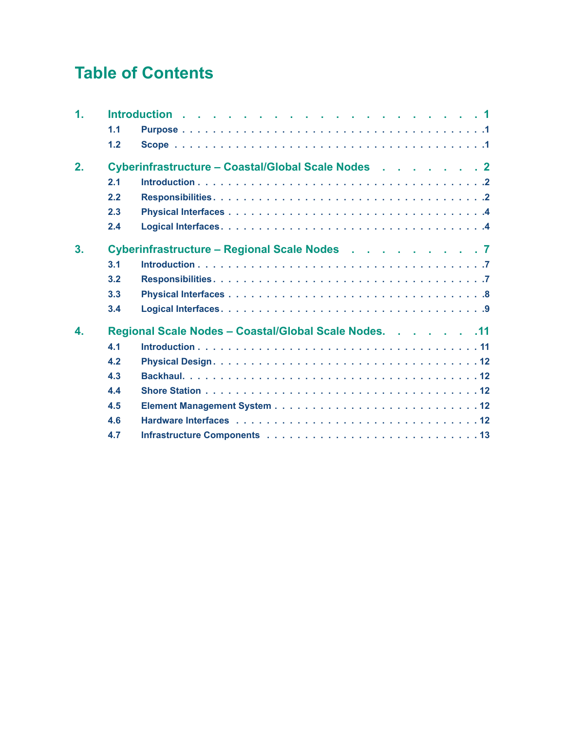# Table of Contents

1. **Introduction** . . . . . . . . . . . . . . . . . . . . . . 1
   - 1.1 **Purpose** . . . . . . . . . . . . . . . . . . . . . . 1
   - 1.2 **Scope** . . . . . . . . . . . . . . . . . . . . . . 1
2. **Cyberinfrastructure – Coastal/Global Scale Nodes** . . . . . . . 2
   - 2.1 **Introduction** . . . . . . . . . . . . . . . . . . . . 2
   - 2.2 **Responsibilities** . . . . . . . . . . . . . . . . . . 2
   - 2.3 **Physical Interfaces** . . . . . . . . . . . . . . . . . 4
   - 2.4 **Logical Interfaces** . . . . . . . . . . . . . . . . . 4
3. **Cyberinfrastructure – Regional Scale Nodes** . . . . . . . . . 7
   - 3.1 **Introduction** . . . . . . . . . . . . . . . . . . . . 7
   - 3.2 **Responsibilities** . . . . . . . . . . . . . . . . . . 7
   - 3.3 **Physical Interfaces** . . . . . . . . . . . . . . . . . 8
   - 3.4 **Logical Interfaces** . . . . . . . . . . . . . . . . . 9
4. **Regional Scale Nodes – Coastal/Global Scale Nodes** . . . . . . 11
   - 4.1 **Introduction** . . . . . . . . . . . . . . . . . . . . 11
   - 4.2 **Physical Design** . . . . . . . . . . . . . . . . . . 12
   - 4.3 **Backhaul** . . . . . . . . . . . . . . . . . . . . . 12
   - 4.4 **Shore Station** . . . . . . . . . . . . . . . . . . . 12
   - 4.5 **Element Management System** . . . . . . . . . . . . . 12
   - 4.6 **Hardware Interfaces** . . . . . . . . . . . . . . . . 12
   - 4.7 **Infrastructure Components** . . . . . . . . . . . . . 13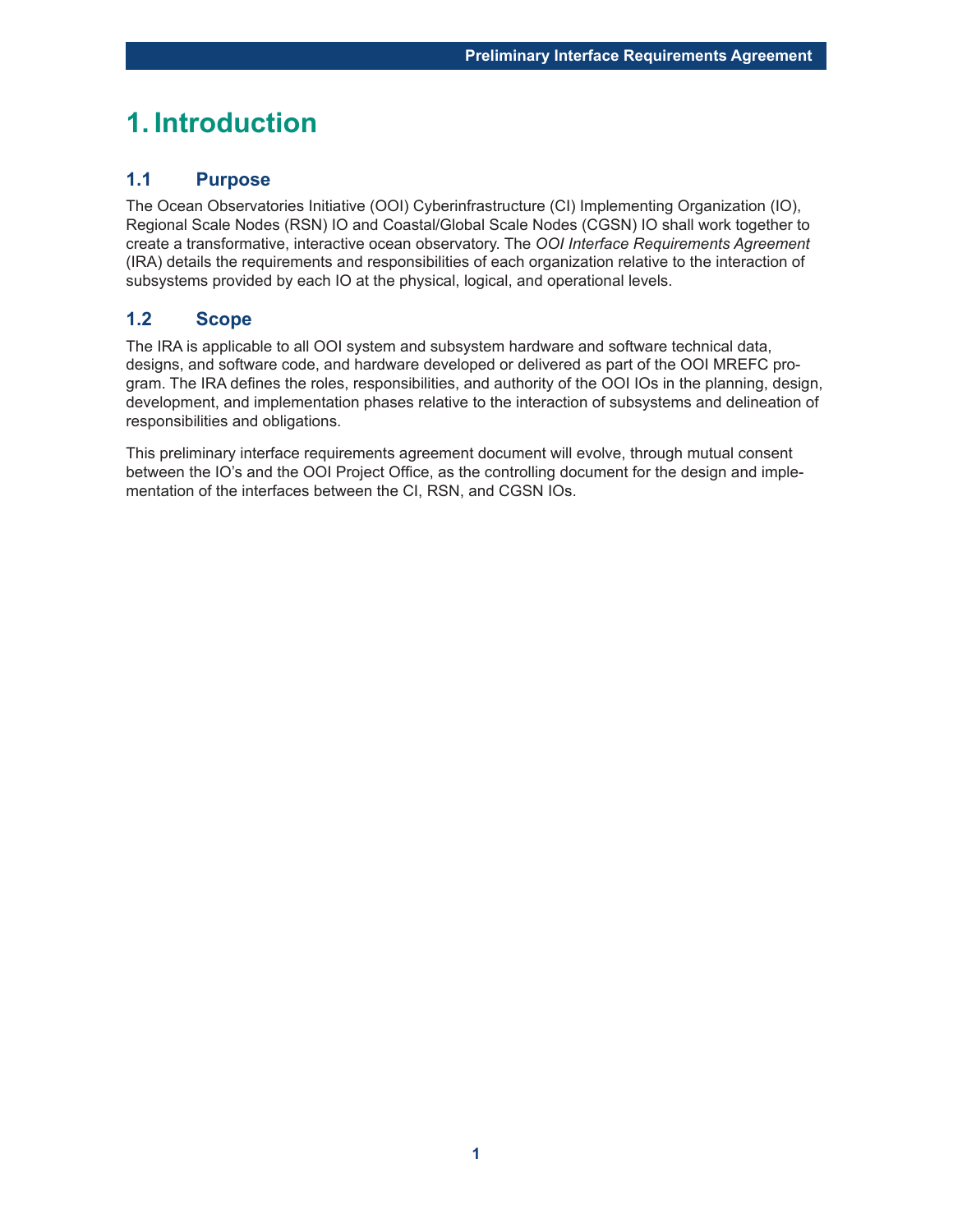# 1. Introduction

## 1.1 Purpose

The Ocean Observatories Initiative (OOI) Cyberinfrastructure (CI) Implementing Organization (IO), Regional Scale Nodes (RSN) IO and Coastal/Global Scale Nodes (CGSN) IO shall work together to create a transformative, interactive ocean observatory. The *OOI Interface Requirements Agreement* (IRA) details the requirements and responsibilities of each organization relative to the interaction of subsystems provided by each IO at the physical, logical, and operational levels.

## 1.2 Scope

The IRA is applicable to all OOI system and subsystem hardware and software technical data, designs, and software code, and hardware developed or delivered as part of the OOI MREFC program. The IRA defines the roles, responsibilities, and authority of the OOI IOs in the planning, design, development, and implementation phases relative to the interaction of subsystems and delineation of responsibilities and obligations.

This preliminary interface requirements agreement document will evolve, through mutual consent between the IO's and the OOI Project Office, as the controlling document for the design and implementation of the interfaces between the CI, RSN, and CGSN IOs.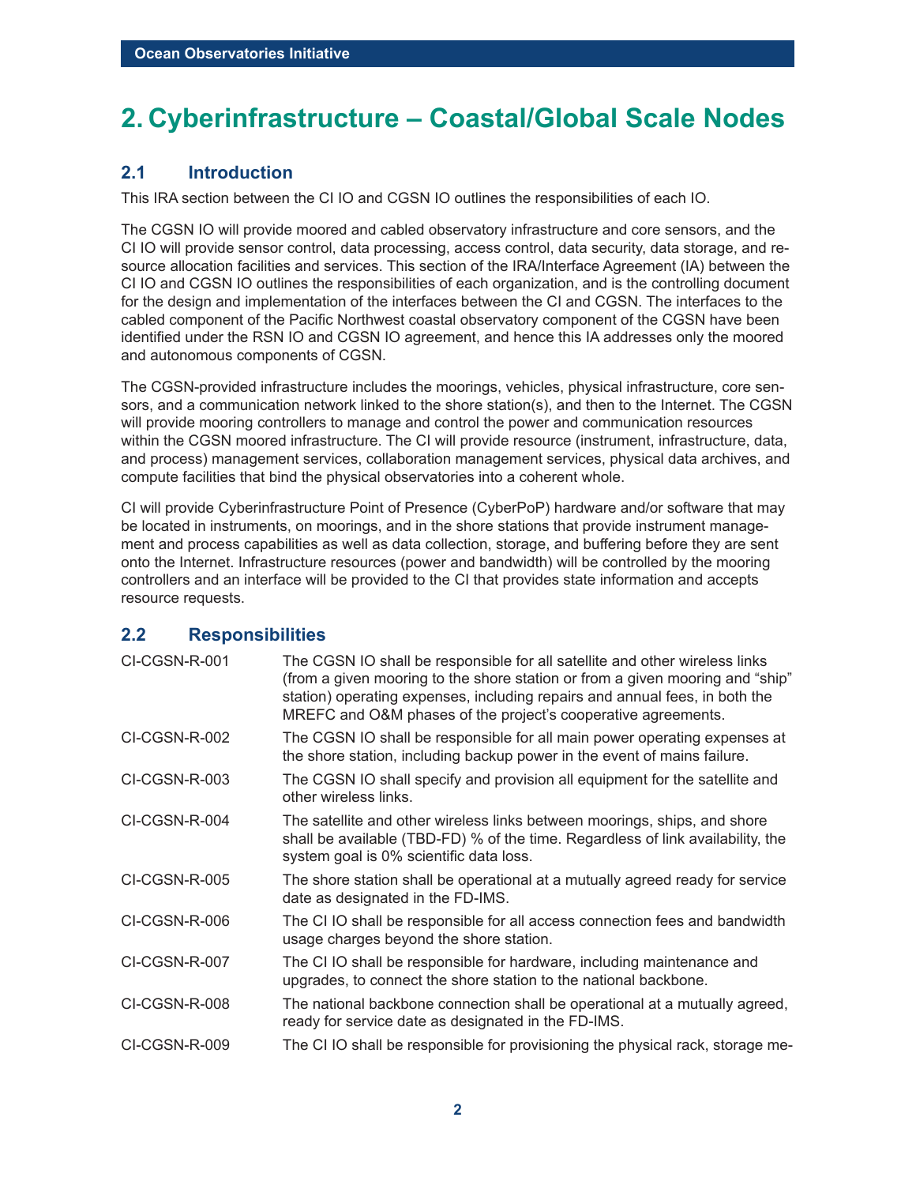# 2. Cyberinfrastructure – Coastal/Global Scale Nodes

## 2.1 Introduction

This IRA section between the CI IO and CGSN IO outlines the responsibilities of each IO.

The CGSN IO will provide moored and cabled observatory infrastructure and core sensors, and the CI IO will provide sensor control, data processing, access control, data security, data storage, and resource allocation facilities and services. This section of the IRA/Interface Agreement (IA) between the CI IO and CGSN IO outlines the responsibilities of each organization, and is the controlling document for the design and implementation of the interfaces between the CI and CGSN. The interfaces to the cabled component of the Pacific Northwest coastal observatory component of the CGSN have been identified under the RSN IO and CGSN IO agreement, and hence this IA addresses only the moored and autonomous components of CGSN.

The CGSN-provided infrastructure includes the moorings, vehicles, physical infrastructure, core sensors, and a communication network linked to the shore station(s), and then to the Internet. The CGSN will provide mooring controllers to manage and control the power and communication resources within the CGSN moored infrastructure. The CI will provide resource (instrument, infrastructure, data, and process) management services, collaboration management services, physical data archives, and compute facilities that bind the physical observatories into a coherent whole.

CI will provide Cyberinfrastructure Point of Presence (CyberPoP) hardware and/or software that may be located in instruments, on moorings, and in the shore stations that provide instrument management and process capabilities as well as data collection, storage, and buffering before they are sent onto the Internet. Infrastructure resources (power and bandwidth) will be controlled by the mooring controllers and an interface will be provided to the CI that provides state information and accepts resource requests.

## 2.2 Responsibilities

| | |
|---|---|
| CI-CGSN-R-001 | The CGSN IO shall be responsible for all satellite and other wireless links (from a given mooring to the shore station or from a given mooring and "ship" station) operating expenses, including repairs and annual fees, in both the MREFC and O&M phases of the project's cooperative agreements. |
| CI-CGSN-R-002 | The CGSN IO shall be responsible for all main power operating expenses at the shore station, including backup power in the event of mains failure. |
| CI-CGSN-R-003 | The CGSN IO shall specify and provision all equipment for the satellite and other wireless links. |
| CI-CGSN-R-004 | The satellite and other wireless links between moorings, ships, and shore shall be available (TBD-FD) % of the time. Regardless of link availability, the system goal is 0% scientific data loss. |
| CI-CGSN-R-005 | The shore station shall be operational at a mutually agreed ready for service date as designated in the FD-IMS. |
| CI-CGSN-R-006 | The CI IO shall be responsible for all access connection fees and bandwidth usage charges beyond the shore station. |
| CI-CGSN-R-007 | The CI IO shall be responsible for hardware, including maintenance and upgrades, to connect the shore station to the national backbone. |
| CI-CGSN-R-008 | The national backbone connection shall be operational at a mutually agreed, ready for service date as designated in the FD-IMS. |
| CI-CGSN-R-009 | The CI IO shall be responsible for provisioning the physical rack, storage me- |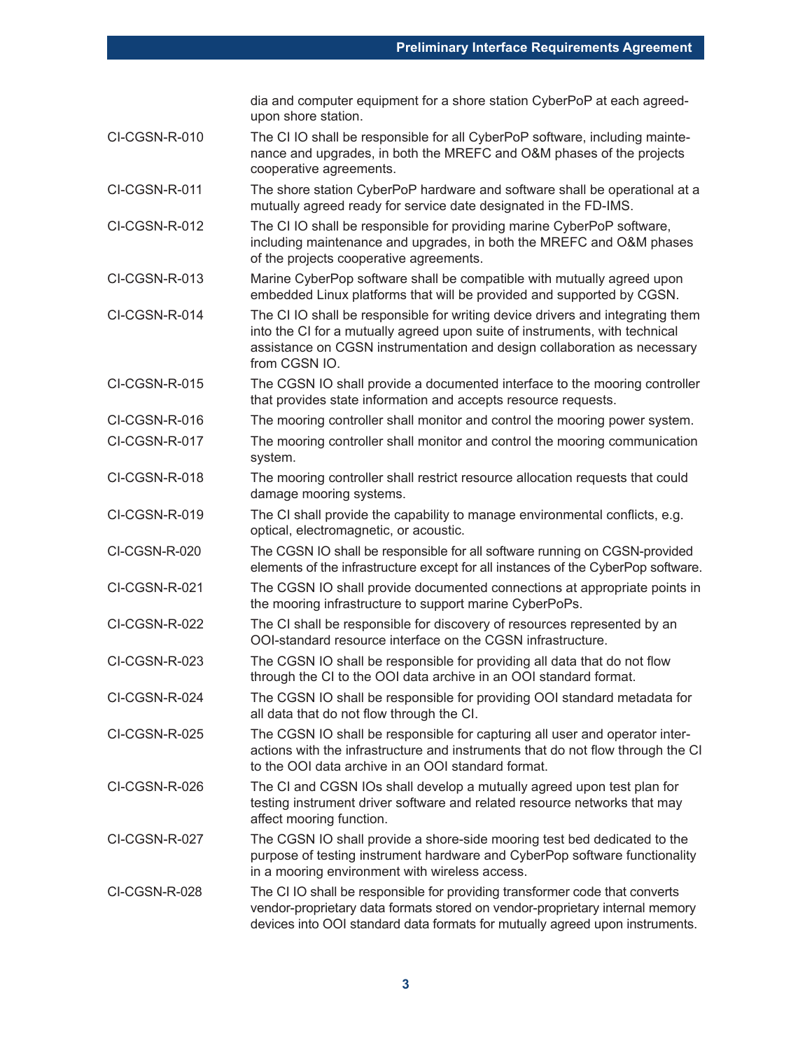dia and computer equipment for a shore station CyberPoP at each agreed-upon shore station.

| | |
|---|---|
| CI-CGSN-R-010 | The CI IO shall be responsible for all CyberPoP software, including maintenance and upgrades, in both the MREFC and O&M phases of the projects cooperative agreements. |
| CI-CGSN-R-011 | The shore station CyberPoP hardware and software shall be operational at a mutually agreed ready for service date designated in the FD-IMS. |
| CI-CGSN-R-012 | The CI IO shall be responsible for providing marine CyberPoP software, including maintenance and upgrades, in both the MREFC and O&M phases of the projects cooperative agreements. |
| CI-CGSN-R-013 | Marine CyberPop software shall be compatible with mutually agreed upon embedded Linux platforms that will be provided and supported by CGSN. |
| CI-CGSN-R-014 | The CI IO shall be responsible for writing device drivers and integrating them into the CI for a mutually agreed upon suite of instruments, with technical assistance on CGSN instrumentation and design collaboration as necessary from CGSN IO. |
| CI-CGSN-R-015 | The CGSN IO shall provide a documented interface to the mooring controller that provides state information and accepts resource requests. |
| CI-CGSN-R-016 | The mooring controller shall monitor and control the mooring power system. |
| CI-CGSN-R-017 | The mooring controller shall monitor and control the mooring communication system. |
| CI-CGSN-R-018 | The mooring controller shall restrict resource allocation requests that could damage mooring systems. |
| CI-CGSN-R-019 | The CI shall provide the capability to manage environmental conflicts, e.g. optical, electromagnetic, or acoustic. |
| CI-CGSN-R-020 | The CGSN IO shall be responsible for all software running on CGSN-provided elements of the infrastructure except for all instances of the CyberPop software. |
| CI-CGSN-R-021 | The CGSN IO shall provide documented connections at appropriate points in the mooring infrastructure to support marine CyberPoPs. |
| CI-CGSN-R-022 | The CI shall be responsible for discovery of resources represented by an OOI-standard resource interface on the CGSN infrastructure. |
| CI-CGSN-R-023 | The CGSN IO shall be responsible for providing all data that do not flow through the CI to the OOI data archive in an OOI standard format. |
| CI-CGSN-R-024 | The CGSN IO shall be responsible for providing OOI standard metadata for all data that do not flow through the CI. |
| CI-CGSN-R-025 | The CGSN IO shall be responsible for capturing all user and operator interactions with the infrastructure and instruments that do not flow through the CI to the OOI data archive in an OOI standard format. |
| CI-CGSN-R-026 | The CI and CGSN IOs shall develop a mutually agreed upon test plan for testing instrument driver software and related resource networks that may affect mooring function. |
| CI-CGSN-R-027 | The CGSN IO shall provide a shore-side mooring test bed dedicated to the purpose of testing instrument hardware and CyberPop software functionality in a mooring environment with wireless access. |
| CI-CGSN-R-028 | The CI IO shall be responsible for providing transformer code that converts vendor-proprietary data formats stored on vendor-proprietary internal memory devices into OOI standard data formats for mutually agreed upon instruments. |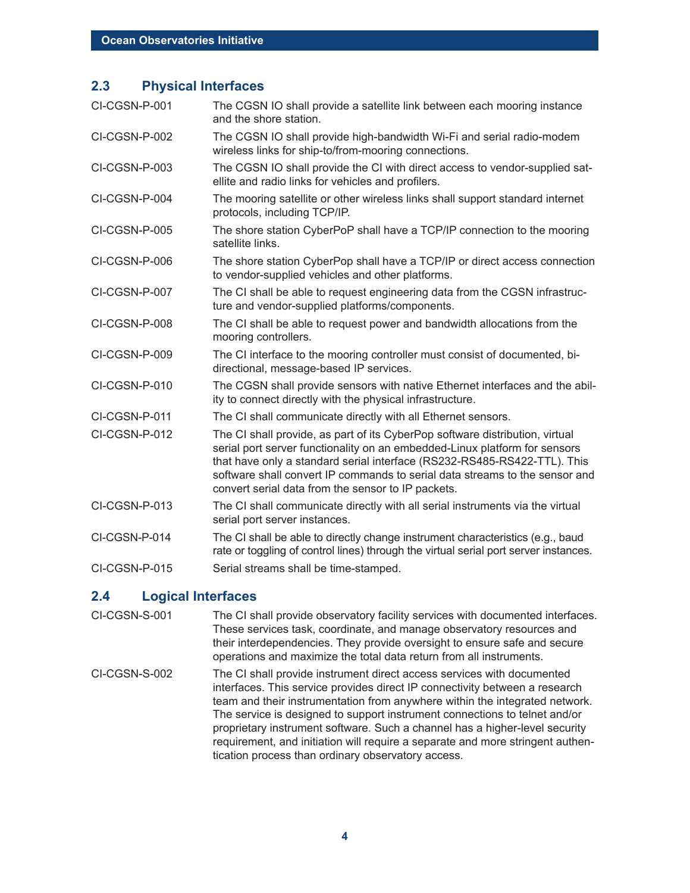## 2.3 Physical Interfaces

| | |
|---|---|
| CI-CGSN-P-001 | The CGSN IO shall provide a satellite link between each mooring instance and the shore station. |
| CI-CGSN-P-002 | The CGSN IO shall provide high-bandwidth Wi-Fi and serial radio-modem wireless links for ship-to/from-mooring connections. |
| CI-CGSN-P-003 | The CGSN IO shall provide the CI with direct access to vendor-supplied satellite and radio links for vehicles and profilers. |
| CI-CGSN-P-004 | The mooring satellite or other wireless links shall support standard internet protocols, including TCP/IP. |
| CI-CGSN-P-005 | The shore station CyberPoP shall have a TCP/IP connection to the mooring satellite links. |
| CI-CGSN-P-006 | The shore station CyberPop shall have a TCP/IP or direct access connection to vendor-supplied vehicles and other platforms. |
| CI-CGSN-P-007 | The CI shall be able to request engineering data from the CGSN infrastructure and vendor-supplied platforms/components. |
| CI-CGSN-P-008 | The CI shall be able to request power and bandwidth allocations from the mooring controllers. |
| CI-CGSN-P-009 | The CI interface to the mooring controller must consist of documented, bi-directional, message-based IP services. |
| CI-CGSN-P-010 | The CGSN shall provide sensors with native Ethernet interfaces and the ability to connect directly with the physical infrastructure. |
| CI-CGSN-P-011 | The CI shall communicate directly with all Ethernet sensors. |
| CI-CGSN-P-012 | The CI shall provide, as part of its CyberPop software distribution, virtual serial port server functionality on an embedded-Linux platform for sensors that have only a standard serial interface (RS232-RS485-RS422-TTL). This software shall convert IP commands to serial data streams to the sensor and convert serial data from the sensor to IP packets. |
| CI-CGSN-P-013 | The CI shall communicate directly with all serial instruments via the virtual serial port server instances. |
| CI-CGSN-P-014 | The CI shall be able to directly change instrument characteristics (e.g., baud rate or toggling of control lines) through the virtual serial port server instances. |
| CI-CGSN-P-015 | Serial streams shall be time-stamped. |

## 2.4 Logical Interfaces

| | |
|---|---|
| CI-CGSN-S-001 | The CI shall provide observatory facility services with documented interfaces. These services task, coordinate, and manage observatory resources and their interdependencies. They provide oversight to ensure safe and secure operations and maximize the total data return from all instruments. |
| CI-CGSN-S-002 | The CI shall provide instrument direct access services with documented interfaces. This service provides direct IP connectivity between a research team and their instrumentation from anywhere within the integrated network. The service is designed to support instrument connections to telnet and/or proprietary instrument software. Such a channel has a higher-level security requirement, and initiation will require a separate and more stringent authentication process than ordinary observatory access. |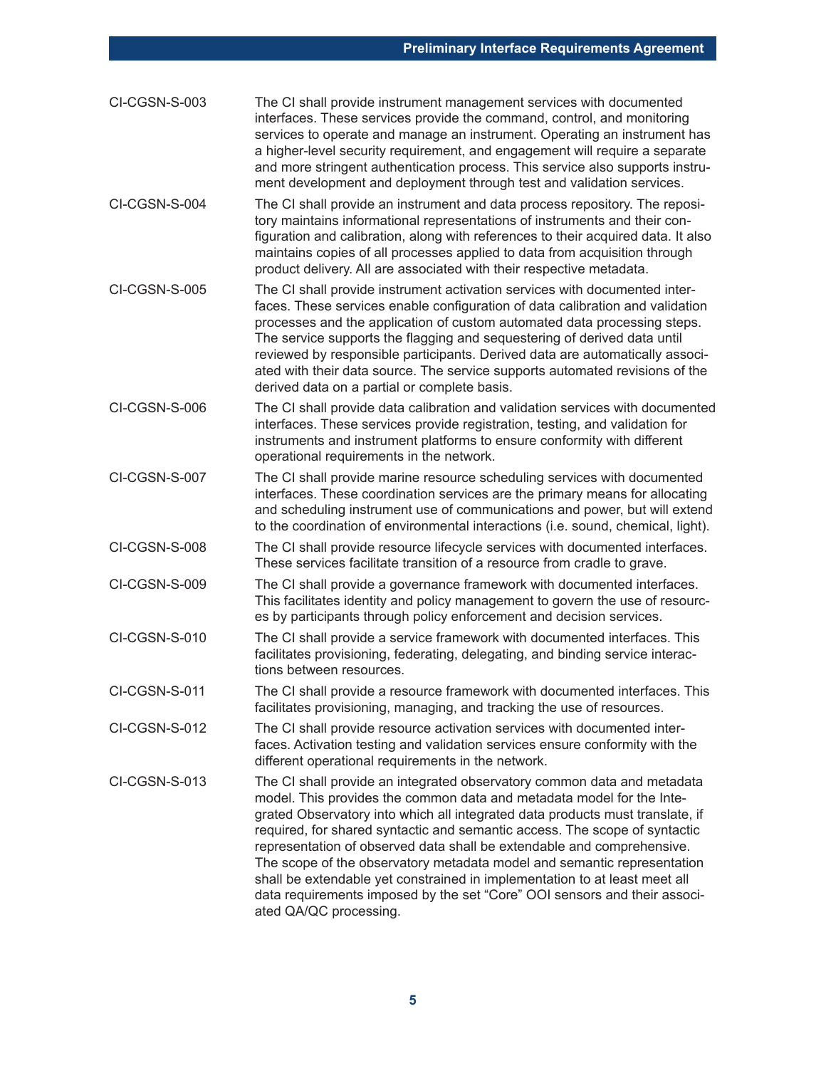| | |
|---|---|
| CI-CGSN-S-003 | The CI shall provide instrument management services with documented interfaces. These services provide the command, control, and monitoring services to operate and manage an instrument. Operating an instrument has a higher-level security requirement, and engagement will require a separate and more stringent authentication process. This service also supports instrument development and deployment through test and validation services. |
| CI-CGSN-S-004 | The CI shall provide an instrument and data process repository. The repository maintains informational representations of instruments and their configuration and calibration, along with references to their acquired data. It also maintains copies of all processes applied to data from acquisition through product delivery. All are associated with their respective metadata. |
| CI-CGSN-S-005 | The CI shall provide instrument activation services with documented interfaces. These services enable configuration of data calibration and validation processes and the application of custom automated data processing steps. The service supports the flagging and sequestering of derived data until reviewed by responsible participants. Derived data are automatically associated with their data source. The service supports automated revisions of the derived data on a partial or complete basis. |
| CI-CGSN-S-006 | The CI shall provide data calibration and validation services with documented interfaces. These services provide registration, testing, and validation for instruments and instrument platforms to ensure conformity with different operational requirements in the network. |
| CI-CGSN-S-007 | The CI shall provide marine resource scheduling services with documented interfaces. These coordination services are the primary means for allocating and scheduling instrument use of communications and power, but will extend to the coordination of environmental interactions (i.e. sound, chemical, light). |
| CI-CGSN-S-008 | The CI shall provide resource lifecycle services with documented interfaces. These services facilitate transition of a resource from cradle to grave. |
| CI-CGSN-S-009 | The CI shall provide a governance framework with documented interfaces. This facilitates identity and policy management to govern the use of resources by participants through policy enforcement and decision services. |
| CI-CGSN-S-010 | The CI shall provide a service framework with documented interfaces. This facilitates provisioning, federating, delegating, and binding service interactions between resources. |
| CI-CGSN-S-011 | The CI shall provide a resource framework with documented interfaces. This facilitates provisioning, managing, and tracking the use of resources. |
| CI-CGSN-S-012 | The CI shall provide resource activation services with documented interfaces. Activation testing and validation services ensure conformity with the different operational requirements in the network. |
| CI-CGSN-S-013 | The CI shall provide an integrated observatory common data and metadata model. This provides the common data and metadata model for the Integrated Observatory into which all integrated data products must translate, if required, for shared syntactic and semantic access. The scope of syntactic representation of observed data shall be extendable and comprehensive. The scope of the observatory metadata model and semantic representation shall be extendable yet constrained in implementation to at least meet all data requirements imposed by the set "Core" OOI sensors and their associated QA/QC processing. |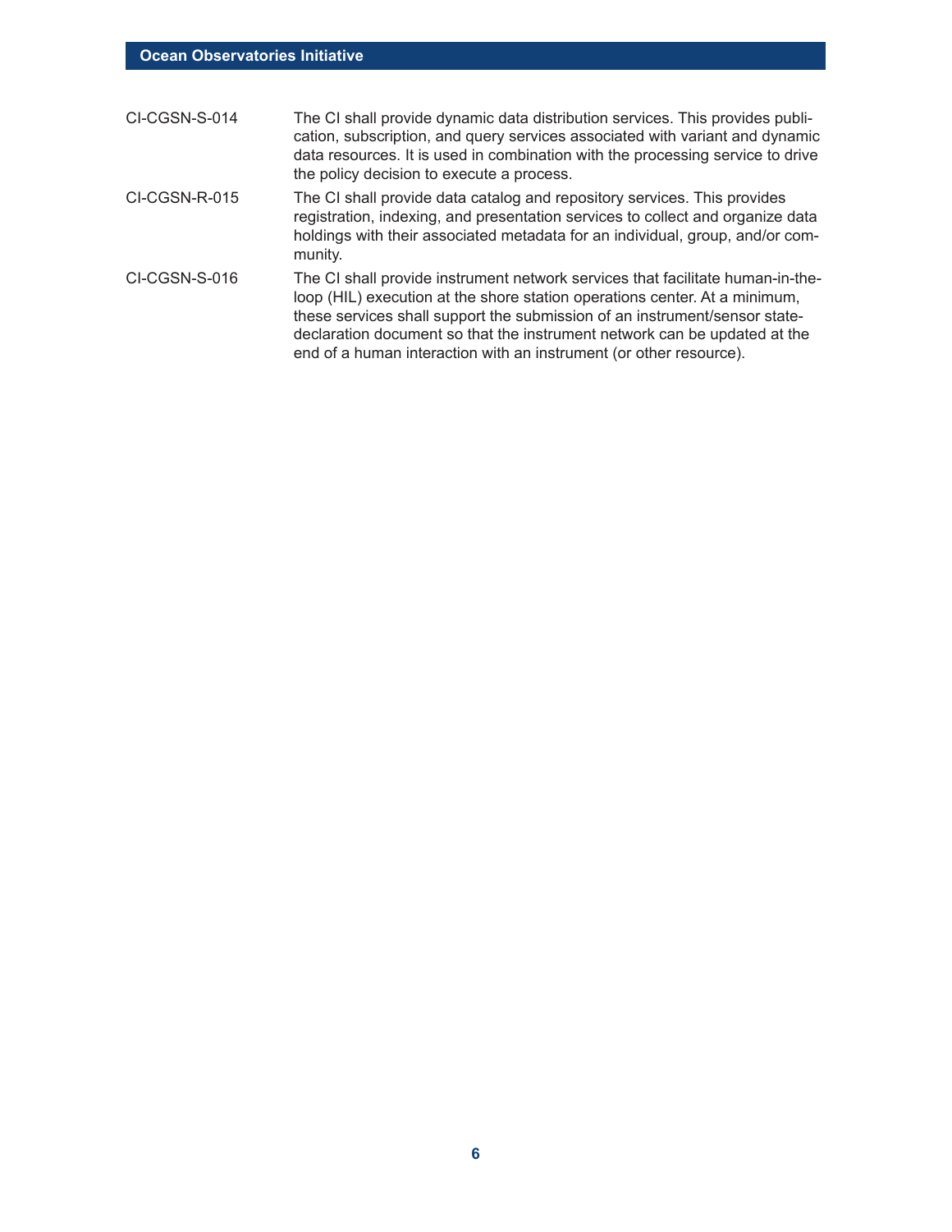| | |
|---|---|
| CI-CGSN-S-014 | The CI shall provide dynamic data distribution services. This provides publication, subscription, and query services associated with variant and dynamic data resources. It is used in combination with the processing service to drive the policy decision to execute a process. |
| CI-CGSN-R-015 | The CI shall provide data catalog and repository services. This provides registration, indexing, and presentation services to collect and organize data holdings with their associated metadata for an individual, group, and/or community. |
| CI-CGSN-S-016 | The CI shall provide instrument network services that facilitate human-in-the-loop (HIL) execution at the shore station operations center. At a minimum, these services shall support the submission of an instrument/sensor state-declaration document so that the instrument network can be updated at the end of a human interaction with an instrument (or other resource). |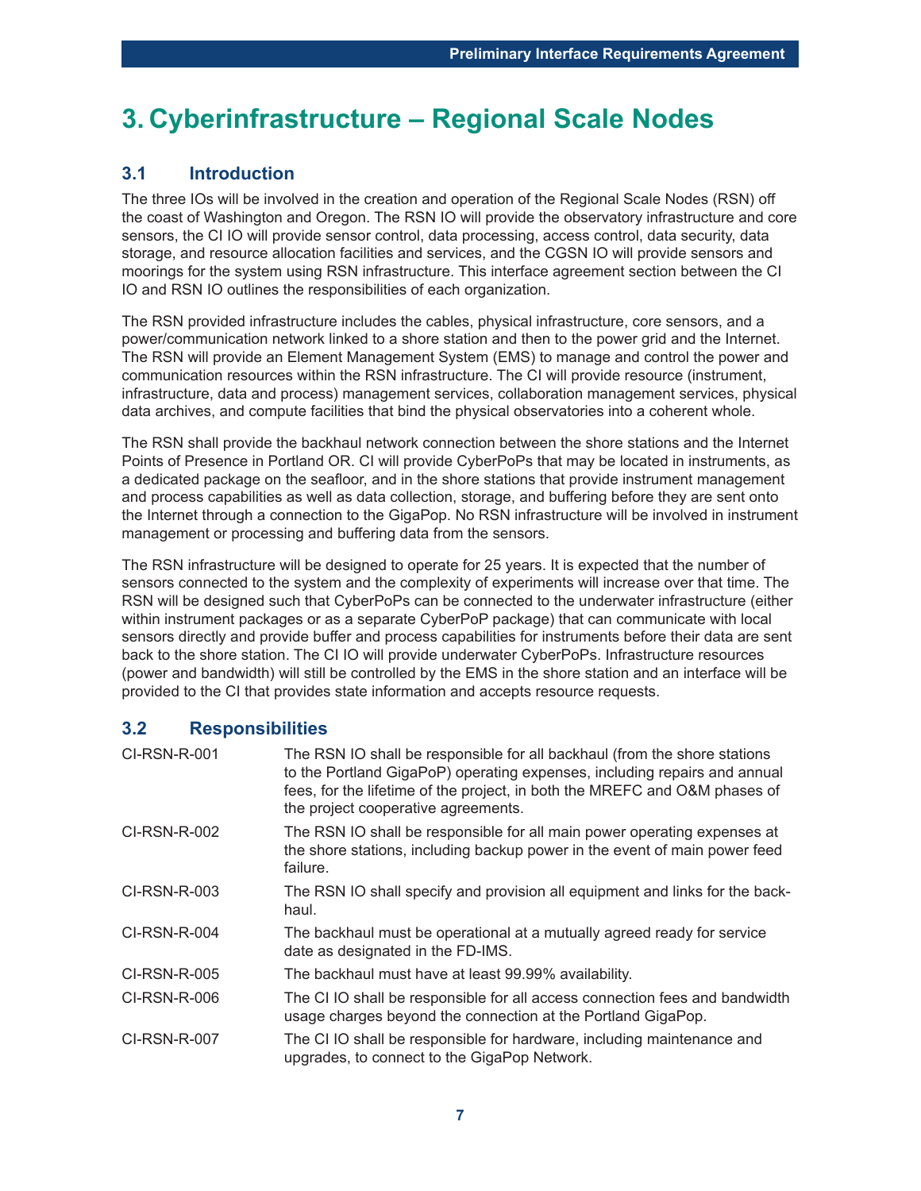# 3. Cyberinfrastructure – Regional Scale Nodes

## 3.1 Introduction

The three IOs will be involved in the creation and operation of the Regional Scale Nodes (RSN) off the coast of Washington and Oregon. The RSN IO will provide the observatory infrastructure and core sensors, the CI IO will provide sensor control, data processing, access control, data security, data storage, and resource allocation facilities and services, and the CGSN IO will provide sensors and moorings for the system using RSN infrastructure. This interface agreement section between the CI IO and RSN IO outlines the responsibilities of each organization.

The RSN provided infrastructure includes the cables, physical infrastructure, core sensors, and a power/communication network linked to a shore station and then to the power grid and the Internet. The RSN will provide an Element Management System (EMS) to manage and control the power and communication resources within the RSN infrastructure. The CI will provide resource (instrument, infrastructure, data and process) management services, collaboration management services, physical data archives, and compute facilities that bind the physical observatories into a coherent whole.

The RSN shall provide the backhaul network connection between the shore stations and the Internet Points of Presence in Portland OR. CI will provide CyberPoPs that may be located in instruments, as a dedicated package on the seafloor, and in the shore stations that provide instrument management and process capabilities as well as data collection, storage, and buffering before they are sent onto the Internet through a connection to the GigaPop. No RSN infrastructure will be involved in instrument management or processing and buffering data from the sensors.

The RSN infrastructure will be designed to operate for 25 years. It is expected that the number of sensors connected to the system and the complexity of experiments will increase over that time. The RSN will be designed such that CyberPoPs can be connected to the underwater infrastructure (either within instrument packages or as a separate CyberPoP package) that can communicate with local sensors directly and provide buffer and process capabilities for instruments before their data are sent back to the shore station. The CI IO will provide underwater CyberPoPs. Infrastructure resources (power and bandwidth) will still be controlled by the EMS in the shore station and an interface will be provided to the CI that provides state information and accepts resource requests.

## 3.2 Responsibilities

| | |
|---|---|
| CI-RSN-R-001 | The RSN IO shall be responsible for all backhaul (from the shore stations to the Portland GigaPoP) operating expenses, including repairs and annual fees, for the lifetime of the project, in both the MREFC and O&M phases of the project cooperative agreements. |
| CI-RSN-R-002 | The RSN IO shall be responsible for all main power operating expenses at the shore stations, including backup power in the event of main power feed failure. |
| CI-RSN-R-003 | The RSN IO shall specify and provision all equipment and links for the back-haul. |
| CI-RSN-R-004 | The backhaul must be operational at a mutually agreed ready for service date as designated in the FD-IMS. |
| CI-RSN-R-005 | The backhaul must have at least 99.99% availability. |
| CI-RSN-R-006 | The CI IO shall be responsible for all access connection fees and bandwidth usage charges beyond the connection at the Portland GigaPop. |
| CI-RSN-R-007 | The CI IO shall be responsible for hardware, including maintenance and upgrades, to connect to the GigaPop Network. |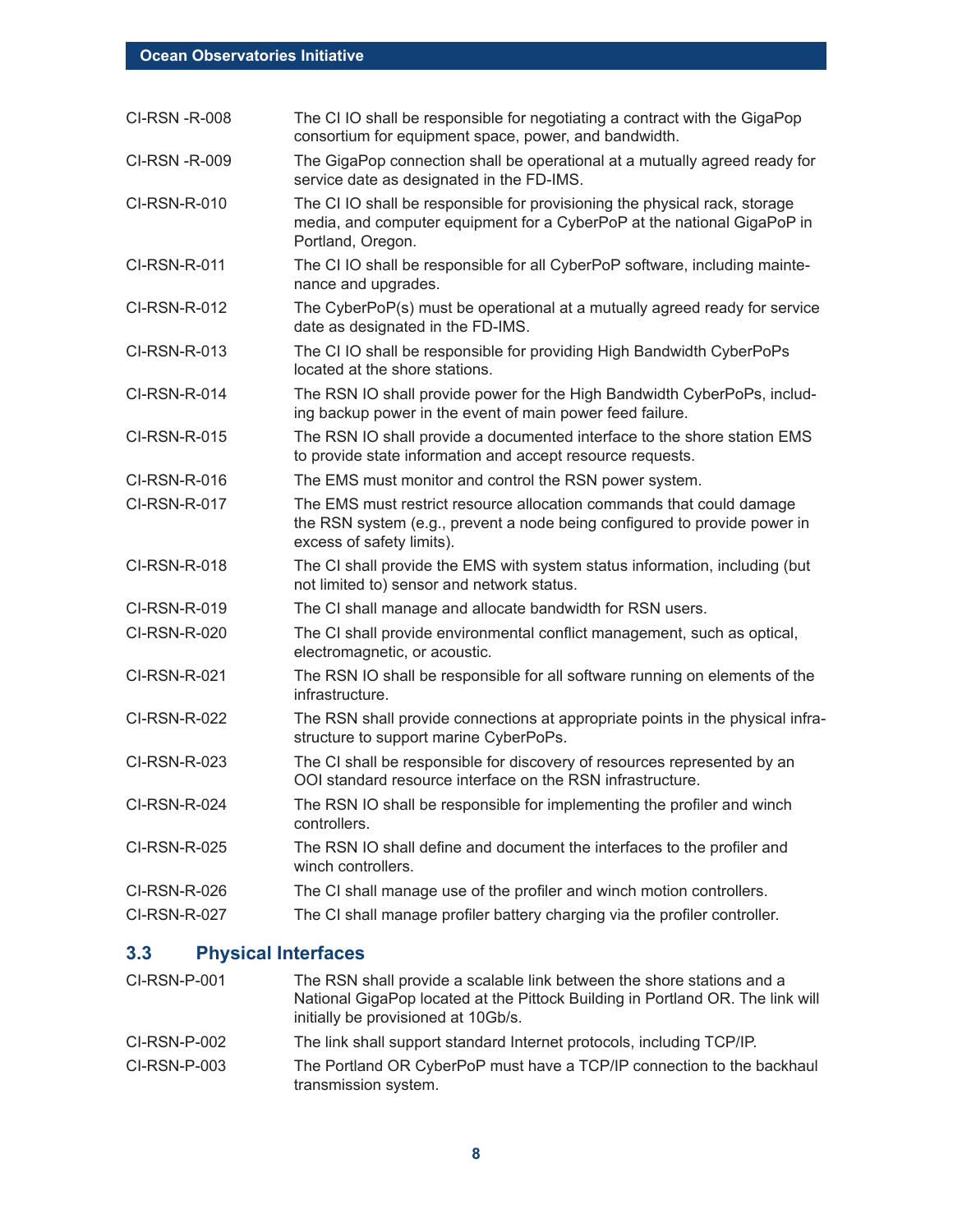| | |
|---|---|
| CI-RSN -R-008 | The CI IO shall be responsible for negotiating a contract with the GigaPop consortium for equipment space, power, and bandwidth. |
| CI-RSN -R-009 | The GigaPop connection shall be operational at a mutually agreed ready for service date as designated in the FD-IMS. |
| CI-RSN-R-010 | The CI IO shall be responsible for provisioning the physical rack, storage media, and computer equipment for a CyberPoP at the national GigaPoP in Portland, Oregon. |
| CI-RSN-R-011 | The CI IO shall be responsible for all CyberPoP software, including maintenance and upgrades. |
| CI-RSN-R-012 | The CyberPoP(s) must be operational at a mutually agreed ready for service date as designated in the FD-IMS. |
| CI-RSN-R-013 | The CI IO shall be responsible for providing High Bandwidth CyberPoPs located at the shore stations. |
| CI-RSN-R-014 | The RSN IO shall provide power for the High Bandwidth CyberPoPs, including backup power in the event of main power feed failure. |
| CI-RSN-R-015 | The RSN IO shall provide a documented interface to the shore station EMS to provide state information and accept resource requests. |
| CI-RSN-R-016 | The EMS must monitor and control the RSN power system. |
| CI-RSN-R-017 | The EMS must restrict resource allocation commands that could damage the RSN system (e.g., prevent a node being configured to provide power in excess of safety limits). |
| CI-RSN-R-018 | The CI shall provide the EMS with system status information, including (but not limited to) sensor and network status. |
| CI-RSN-R-019 | The CI shall manage and allocate bandwidth for RSN users. |
| CI-RSN-R-020 | The CI shall provide environmental conflict management, such as optical, electromagnetic, or acoustic. |
| CI-RSN-R-021 | The RSN IO shall be responsible for all software running on elements of the infrastructure. |
| CI-RSN-R-022 | The RSN shall provide connections at appropriate points in the physical infrastructure to support marine CyberPoPs. |
| CI-RSN-R-023 | The CI shall be responsible for discovery of resources represented by an OOI standard resource interface on the RSN infrastructure. |
| CI-RSN-R-024 | The RSN IO shall be responsible for implementing the profiler and winch controllers. |
| CI-RSN-R-025 | The RSN IO shall define and document the interfaces to the profiler and winch controllers. |
| CI-RSN-R-026 | The CI shall manage use of the profiler and winch motion controllers. |
| CI-RSN-R-027 | The CI shall manage profiler battery charging via the profiler controller. |

## 3.3 Physical Interfaces

| | |
|---|---|
| CI-RSN-P-001 | The RSN shall provide a scalable link between the shore stations and a National GigaPop located at the Pittock Building in Portland OR. The link will initially be provisioned at 10Gb/s. |
| CI-RSN-P-002 | The link shall support standard Internet protocols, including TCP/IP. |
| CI-RSN-P-003 | The Portland OR CyberPoP must have a TCP/IP connection to the backhaul transmission system. |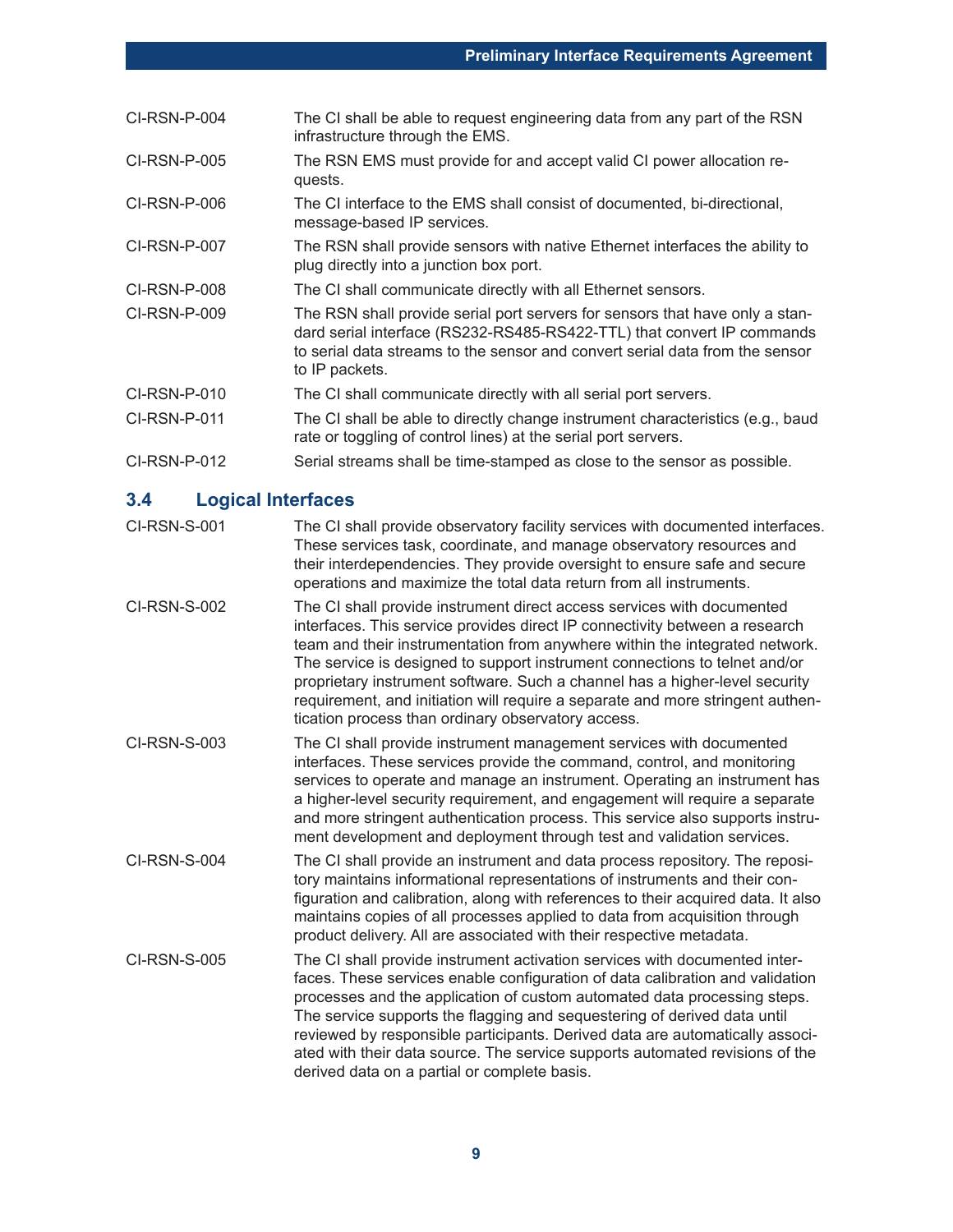| | |
|---|---|
| CI-RSN-P-004 | The CI shall be able to request engineering data from any part of the RSN infrastructure through the EMS. |
| CI-RSN-P-005 | The RSN EMS must provide for and accept valid CI power allocation requests. |
| CI-RSN-P-006 | The CI interface to the EMS shall consist of documented, bi-directional, message-based IP services. |
| CI-RSN-P-007 | The RSN shall provide sensors with native Ethernet interfaces the ability to plug directly into a junction box port. |
| CI-RSN-P-008 | The CI shall communicate directly with all Ethernet sensors. |
| CI-RSN-P-009 | The RSN shall provide serial port servers for sensors that have only a standard serial interface (RS232-RS485-RS422-TTL) that convert IP commands to serial data streams to the sensor and convert serial data from the sensor to IP packets. |
| CI-RSN-P-010 | The CI shall communicate directly with all serial port servers. |
| CI-RSN-P-011 | The CI shall be able to directly change instrument characteristics (e.g., baud rate or toggling of control lines) at the serial port servers. |
| CI-RSN-P-012 | Serial streams shall be time-stamped as close to the sensor as possible. |

## 3.4 Logical Interfaces

| | |
|---|---|
| CI-RSN-S-001 | The CI shall provide observatory facility services with documented interfaces. These services task, coordinate, and manage observatory resources and their interdependencies. They provide oversight to ensure safe and secure operations and maximize the total data return from all instruments. |
| CI-RSN-S-002 | The CI shall provide instrument direct access services with documented interfaces. This service provides direct IP connectivity between a research team and their instrumentation from anywhere within the integrated network. The service is designed to support instrument connections to telnet and/or proprietary instrument software. Such a channel has a higher-level security requirement, and initiation will require a separate and more stringent authentication process than ordinary observatory access. |
| CI-RSN-S-003 | The CI shall provide instrument management services with documented interfaces. These services provide the command, control, and monitoring services to operate and manage an instrument. Operating an instrument has a higher-level security requirement, and engagement will require a separate and more stringent authentication process. This service also supports instrument development and deployment through test and validation services. |
| CI-RSN-S-004 | The CI shall provide an instrument and data process repository. The repository maintains informational representations of instruments and their configuration and calibration, along with references to their acquired data. It also maintains copies of all processes applied to data from acquisition through product delivery. All are associated with their respective metadata. |
| CI-RSN-S-005 | The CI shall provide instrument activation services with documented interfaces. These services enable configuration of data calibration and validation processes and the application of custom automated data processing steps. The service supports the flagging and sequestering of derived data until reviewed by responsible participants. Derived data are automatically associated with their data source. The service supports automated revisions of the derived data on a partial or complete basis. |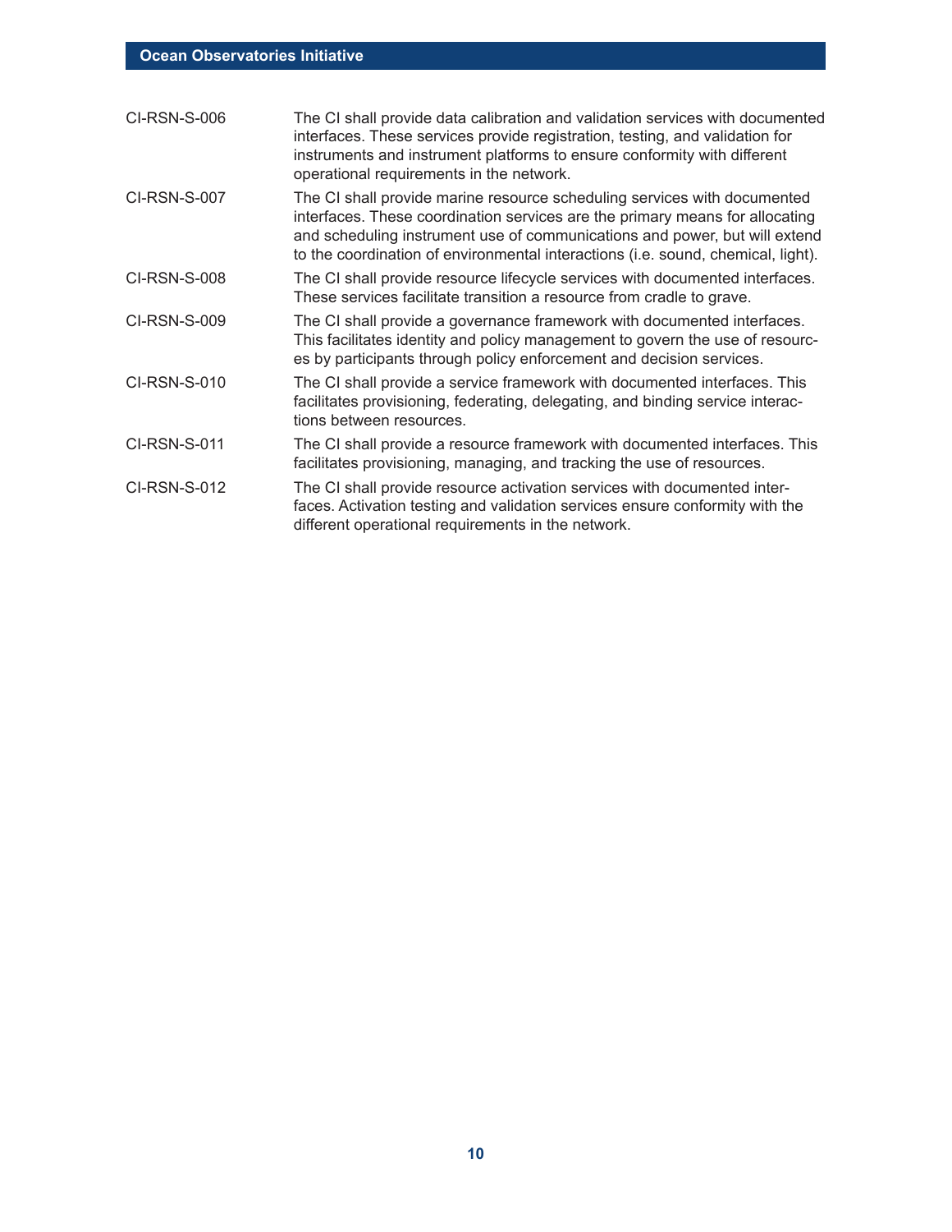| | |
|---|---|
| CI-RSN-S-006 | The CI shall provide data calibration and validation services with documented interfaces. These services provide registration, testing, and validation for instruments and instrument platforms to ensure conformity with different operational requirements in the network. |
| CI-RSN-S-007 | The CI shall provide marine resource scheduling services with documented interfaces. These coordination services are the primary means for allocating and scheduling instrument use of communications and power, but will extend to the coordination of environmental interactions (i.e. sound, chemical, light). |
| CI-RSN-S-008 | The CI shall provide resource lifecycle services with documented interfaces. These services facilitate transition a resource from cradle to grave. |
| CI-RSN-S-009 | The CI shall provide a governance framework with documented interfaces. This facilitates identity and policy management to govern the use of resources by participants through policy enforcement and decision services. |
| CI-RSN-S-010 | The CI shall provide a service framework with documented interfaces. This facilitates provisioning, federating, delegating, and binding service interactions between resources. |
| CI-RSN-S-011 | The CI shall provide a resource framework with documented interfaces. This facilitates provisioning, managing, and tracking the use of resources. |
| CI-RSN-S-012 | The CI shall provide resource activation services with documented interfaces. Activation testing and validation services ensure conformity with the different operational requirements in the network. |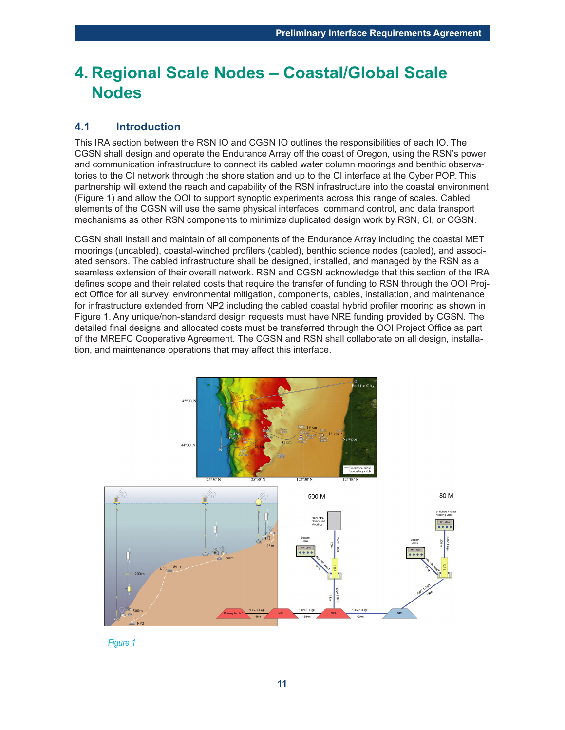# 4. Regional Scale Nodes – Coastal/Global Scale Nodes

## 4.1 Introduction

This IRA section between the RSN IO and CGSN IO outlines the responsibilities of each IO. The CGSN shall design and operate the Endurance Array off the coast of Oregon, using the RSN's power and communication infrastructure to connect its cabled water column moorings and benthic observatories to the CI network through the shore station and up to the CI interface at the Cyber POP. This partnership will extend the reach and capability of the RSN infrastructure into the coastal environment (Figure 1) and allow the OOI to support synoptic experiments across this range of scales. Cabled elements of the CGSN will use the same physical interfaces, command control, and data transport mechanisms as other RSN components to minimize duplicated design work by RSN, CI, or CGSN.

CGSN shall install and maintain of all components of the Endurance Array including the coastal MET moorings (uncabled), coastal-winched profilers (cabled), benthic science nodes (cabled), and associated sensors. The cabled infrastructure shall be designed, installed, and managed by the RSN as a seamless extension of their overall network. RSN and CGSN acknowledge that this section of the IRA defines scope and their related costs that require the transfer of funding to RSN through the OOI Project Office for all survey, environmental mitigation, components, cables, installation, and maintenance for infrastructure extended from NP2 including the cabled coastal hybrid profiler mooring as shown in Figure 1. Any unique/non-standard design requests must have NRE funding provided by CGSN. The detailed final designs and allocated costs must be transferred through the OOI Project Office as part of the MREFC Cooperative Agreement. The CGSN and RSN shall collaborate on all design, installation, and maintenance operations that may affect this interface.

*Figure 1*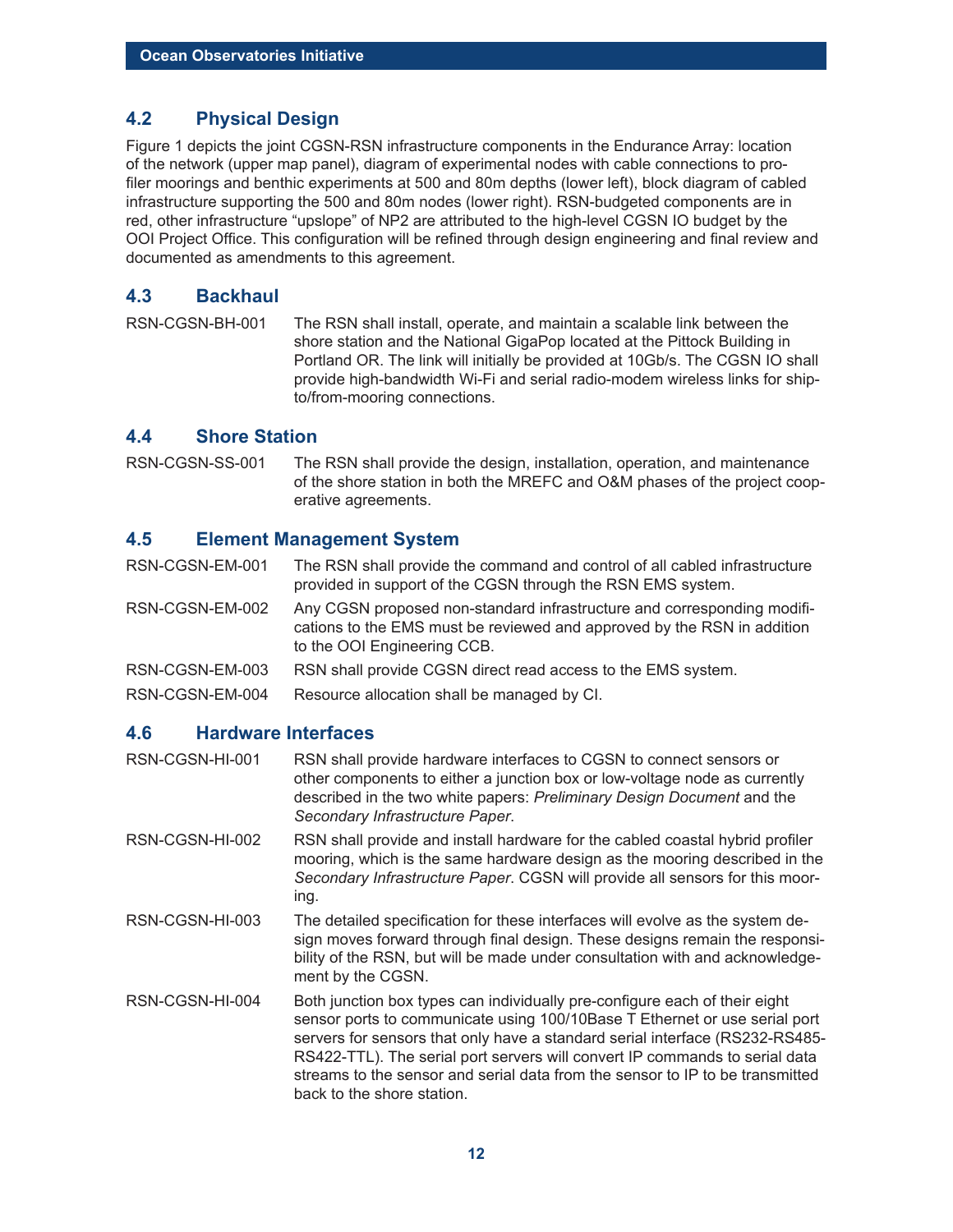## 4.2 Physical Design

Figure 1 depicts the joint CGSN-RSN infrastructure components in the Endurance Array: location of the network (upper map panel), diagram of experimental nodes with cable connections to profiler moorings and benthic experiments at 500 and 80m depths (lower left), block diagram of cabled infrastructure supporting the 500 and 80m nodes (lower right). RSN-budgeted components are in red, other infrastructure "upslope" of NP2 are attributed to the high-level CGSN IO budget by the OOI Project Office. This configuration will be refined through design engineering and final review and documented as amendments to this agreement.

## 4.3 Backhaul

RSN-CGSN-BH-001 The RSN shall install, operate, and maintain a scalable link between the shore station and the National GigaPop located at the Pittock Building in Portland OR. The link will initially be provided at 10Gb/s. The CGSN IO shall provide high-bandwidth Wi-Fi and serial radio-modem wireless links for ship-to/from-mooring connections.

## 4.4 Shore Station

RSN-CGSN-SS-001 The RSN shall provide the design, installation, operation, and maintenance of the shore station in both the MREFC and O&M phases of the project cooperative agreements.

## 4.5 Element Management System

RSN-CGSN-EM-001 The RSN shall provide the command and control of all cabled infrastructure provided in support of the CGSN through the RSN EMS system.

RSN-CGSN-EM-002 Any CGSN proposed non-standard infrastructure and corresponding modifications to the EMS must be reviewed and approved by the RSN in addition to the OOI Engineering CCB.

RSN-CGSN-EM-003 RSN shall provide CGSN direct read access to the EMS system.

RSN-CGSN-EM-004 Resource allocation shall be managed by CI.

## 4.6 Hardware Interfaces

RSN-CGSN-HI-001 RSN shall provide hardware interfaces to CGSN to connect sensors or other components to either a junction box or low-voltage node as currently described in the two white papers: *Preliminary Design Document* and the *Secondary Infrastructure Paper*.

RSN-CGSN-HI-002 RSN shall provide and install hardware for the cabled coastal hybrid profiler mooring, which is the same hardware design as the mooring described in the *Secondary Infrastructure Paper*. CGSN will provide all sensors for this mooring.

RSN-CGSN-HI-003 The detailed specification for these interfaces will evolve as the system design moves forward through final design. These designs remain the responsibility of the RSN, but will be made under consultation with and acknowledgement by the CGSN.

RSN-CGSN-HI-004 Both junction box types can individually pre-configure each of their eight sensor ports to communicate using 100/10Base T Ethernet or use serial port servers for sensors that only have a standard serial interface (RS232-RS485-RS422-TTL). The serial port servers will convert IP commands to serial data streams to the sensor and serial data from the sensor to IP to be transmitted back to the shore station.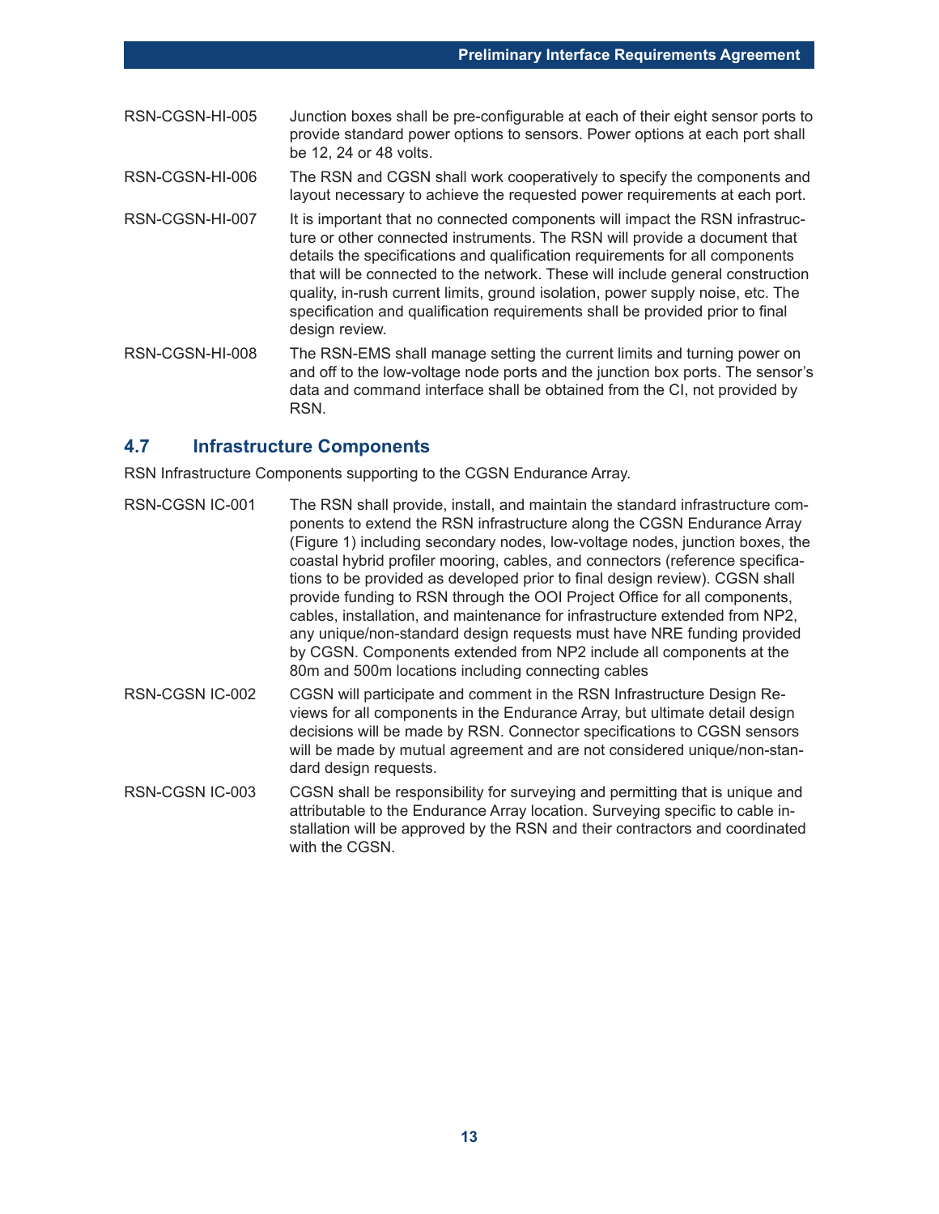RSN-CGSN-HI-005 Junction boxes shall be pre-configurable at each of their eight sensor ports to provide standard power options to sensors. Power options at each port shall be 12, 24 or 48 volts.

RSN-CGSN-HI-006 The RSN and CGSN shall work cooperatively to specify the components and layout necessary to achieve the requested power requirements at each port.

RSN-CGSN-HI-007 It is important that no connected components will impact the RSN infrastructure or other connected instruments. The RSN will provide a document that details the specifications and qualification requirements for all components that will be connected to the network. These will include general construction quality, in-rush current limits, ground isolation, power supply noise, etc. The specification and qualification requirements shall be provided prior to final design review.

RSN-CGSN-HI-008 The RSN-EMS shall manage setting the current limits and turning power on and off to the low-voltage node ports and the junction box ports. The sensor's data and command interface shall be obtained from the CI, not provided by RSN.

## 4.7 Infrastructure Components

RSN Infrastructure Components supporting to the CGSN Endurance Array.

RSN-CGSN IC-001 The RSN shall provide, install, and maintain the standard infrastructure components to extend the RSN infrastructure along the CGSN Endurance Array (Figure 1) including secondary nodes, low-voltage nodes, junction boxes, the coastal hybrid profiler mooring, cables, and connectors (reference specifications to be provided as developed prior to final design review). CGSN shall provide funding to RSN through the OOI Project Office for all components, cables, installation, and maintenance for infrastructure extended from NP2, any unique/non-standard design requests must have NRE funding provided by CGSN. Components extended from NP2 include all components at the 80m and 500m locations including connecting cables

RSN-CGSN IC-002 CGSN will participate and comment in the RSN Infrastructure Design Reviews for all components in the Endurance Array, but ultimate detail design decisions will be made by RSN. Connector specifications to CGSN sensors will be made by mutual agreement and are not considered unique/non-standard design requests.

RSN-CGSN IC-003 CGSN shall be responsibility for surveying and permitting that is unique and attributable to the Endurance Array location. Surveying specific to cable installation will be approved by the RSN and their contractors and coordinated with the CGSN.